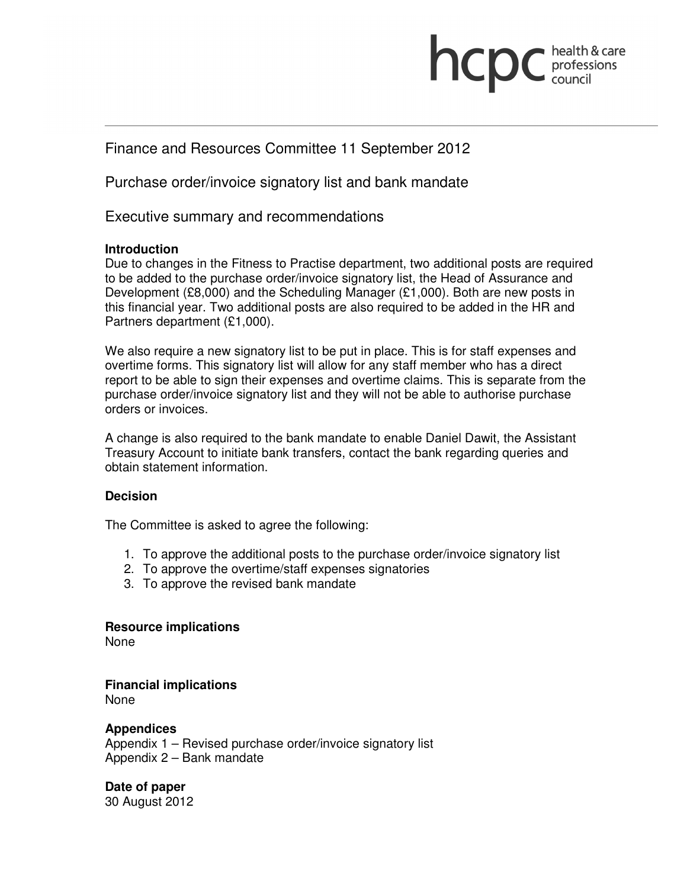hcpc health & care professions council

# Finance and Resources Committee 11 September 2012

## Purchase order/invoice signatory list and bank mandate

## Executive summary and recommendations

**Introduction**
Due to changes in the Fitness to Practise department, two additional posts are required to be added to the purchase order/invoice signatory list, the Head of Assurance and Development (£8,000) and the Scheduling Manager (£1,000). Both are new posts in this financial year. Two additional posts are also required to be added in the HR and Partners department (£1,000).

We also require a new signatory list to be put in place. This is for staff expenses and overtime forms. This signatory list will allow for any staff member who has a direct report to be able to sign their expenses and overtime claims. This is separate from the purchase order/invoice signatory list and they will not be able to authorise purchase orders or invoices.

A change is also required to the bank mandate to enable Daniel Dawit, the Assistant Treasury Account to initiate bank transfers, contact the bank regarding queries and obtain statement information.

**Decision**

The Committee is asked to agree the following:

1. To approve the additional posts to the purchase order/invoice signatory list
2. To approve the overtime/staff expenses signatories
3. To approve the revised bank mandate

**Resource implications**
None

**Financial implications**
None

**Appendices**
Appendix 1 – Revised purchase order/invoice signatory list
Appendix 2 – Bank mandate

**Date of paper**
30 August 2012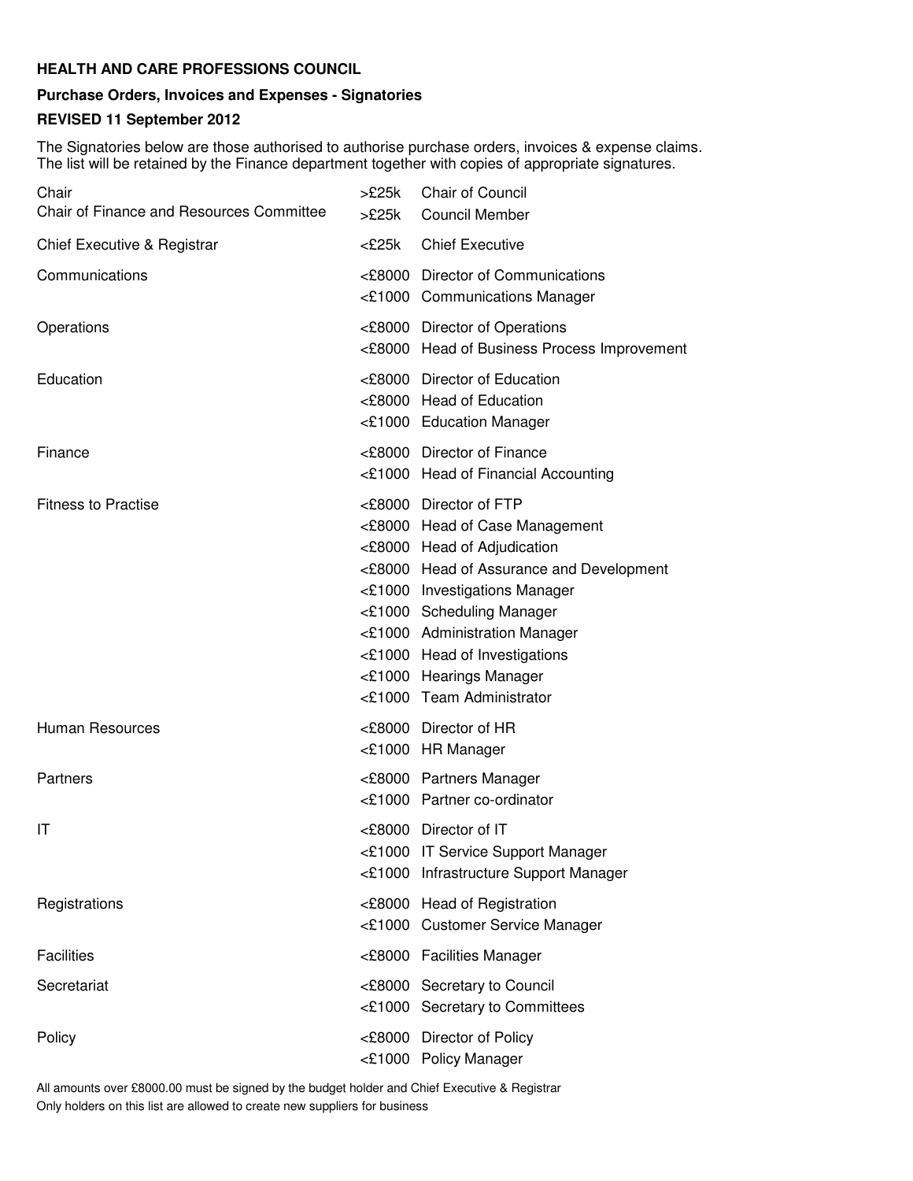**HEALTH AND CARE PROFESSIONS COUNCIL**

**Purchase Orders, Invoices and Expenses - Signatories**

**REVISED 11 September 2012**

The Signatories below are those authorised to authorise purchase orders, invoices & expense claims.
The list will be retained by the Finance department together with copies of appropriate signatures.

| | | |
|---|---|---|
| Chair | >£25k | Chair of Council |
| Chair of Finance and Resources Committee | >£25k | Council Member |
| Chief Executive & Registrar | <£25k | Chief Executive |
| Communications | <£8000 | Director of Communications |
| | <£1000 | Communications Manager |
| Operations | <£8000 | Director of Operations |
| | <£8000 | Head of Business Process Improvement |
| Education | <£8000 | Director of Education |
| | <£8000 | Head of Education |
| | <£1000 | Education Manager |
| Finance | <£8000 | Director of Finance |
| | <£1000 | Head of Financial Accounting |
| Fitness to Practise | <£8000 | Director of FTP |
| | <£8000 | Head of Case Management |
| | <£8000 | Head of Adjudication |
| | <£8000 | Head of Assurance and Development |
| | <£1000 | Investigations Manager |
| | <£1000 | Scheduling Manager |
| | <£1000 | Administration Manager |
| | <£1000 | Head of Investigations |
| | <£1000 | Hearings Manager |
| | <£1000 | Team Administrator |
| Human Resources | <£8000 | Director of HR |
| | <£1000 | HR Manager |
| Partners | <£8000 | Partners Manager |
| | <£1000 | Partner co-ordinator |
| IT | <£8000 | Director of IT |
| | <£1000 | IT Service Support Manager |
| | <£1000 | Infrastructure Support Manager |
| Registrations | <£8000 | Head of Registration |
| | <£1000 | Customer Service Manager |
| Facilities | <£8000 | Facilities Manager |
| Secretariat | <£8000 | Secretary to Council |
| | <£1000 | Secretary to Committees |
| Policy | <£8000 | Director of Policy |
| | <£1000 | Policy Manager |

All amounts over £8000.00 must be signed by the budget holder and Chief Executive & Registrar
Only holders on this list are allowed to create new suppliers for business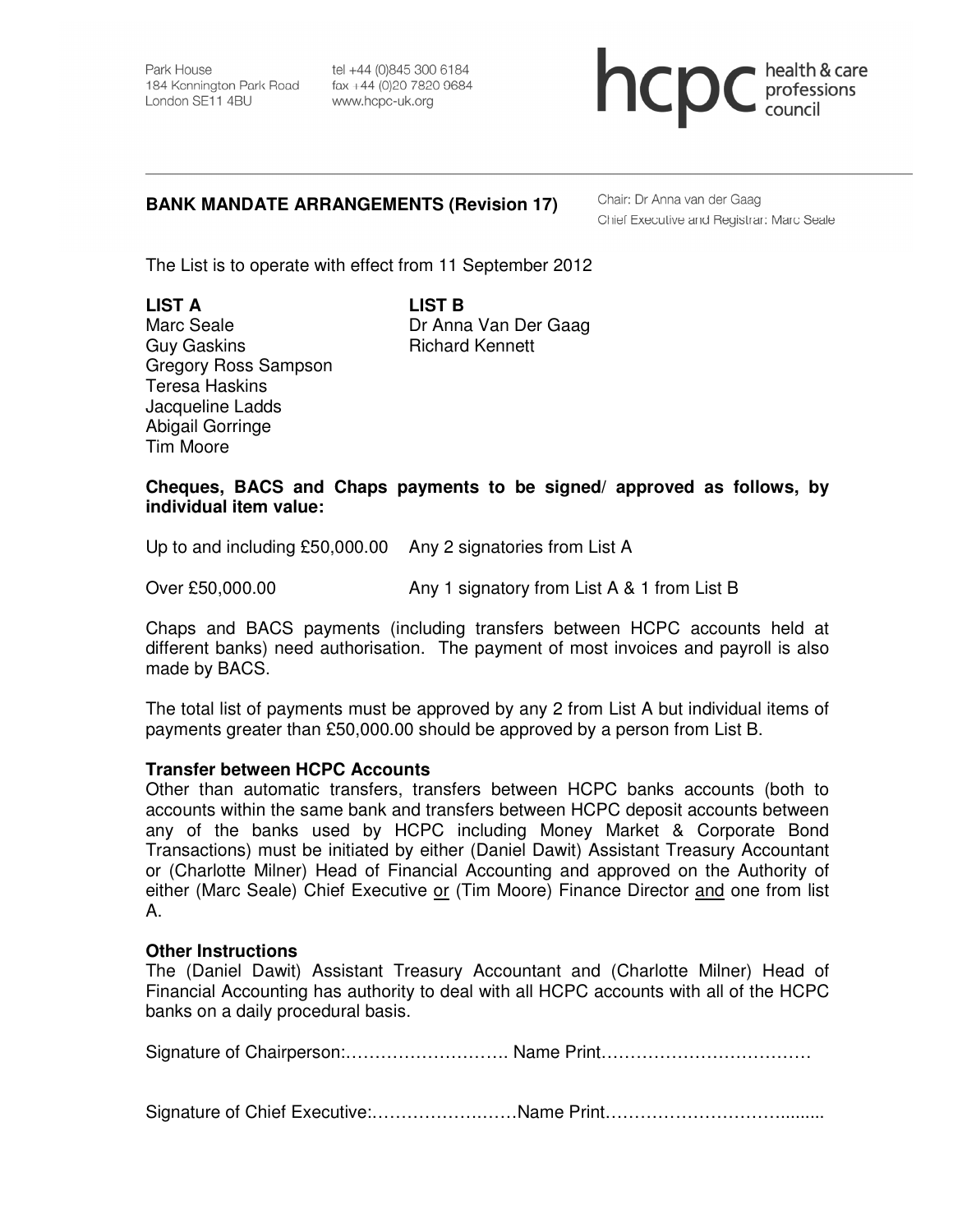Park House
184 Kennington Park Road
London SE11 4BU

tel +44 (0)845 300 6184
fax +44 (0)20 7820 9684
www.hcpc-uk.org

hcpc health & care professions council

## BANK MANDATE ARRANGEMENTS (Revision 17)

Chair: Dr Anna van der Gaag
Chief Executive and Registrar: Marc Seale

The List is to operate with effect from 11 September 2012

| LIST A | LIST B |
|---|---|
| Marc Seale | Dr Anna Van Der Gaag |
| Guy Gaskins | Richard Kennett |
| Gregory Ross Sampson | |
| Teresa Haskins | |
| Jacqueline Ladds | |
| Abigail Gorringe | |
| Tim Moore | |

**Cheques, BACS and Chaps payments to be signed/ approved as follows, by individual item value:**

| | |
|---|---|
| Up to and including £50,000.00 | Any 2 signatories from List A |
| Over £50,000.00 | Any 1 signatory from List A & 1 from List B |

Chaps and BACS payments (including transfers between HCPC accounts held at different banks) need authorisation. The payment of most invoices and payroll is also made by BACS.

The total list of payments must be approved by any 2 from List A but individual items of payments greater than £50,000.00 should be approved by a person from List B.

### Transfer between HCPC Accounts

Other than automatic transfers, transfers between HCPC banks accounts (both to accounts within the same bank and transfers between HCPC deposit accounts between any of the banks used by HCPC including Money Market & Corporate Bond Transactions) must be initiated by either (Daniel Dawit) Assistant Treasury Accountant or (Charlotte Milner) Head of Financial Accounting and approved on the Authority of either (Marc Seale) Chief Executive <u>or</u> (Tim Moore) Finance Director <u>and</u> one from list A.

### Other Instructions

The (Daniel Dawit) Assistant Treasury Accountant and (Charlotte Milner) Head of Financial Accounting has authority to deal with all HCPC accounts with all of the HCPC banks on a daily procedural basis.

Signature of Chairperson:………………………. Name Print………………………………

Signature of Chief Executive:……………….……Name Print……………………….........